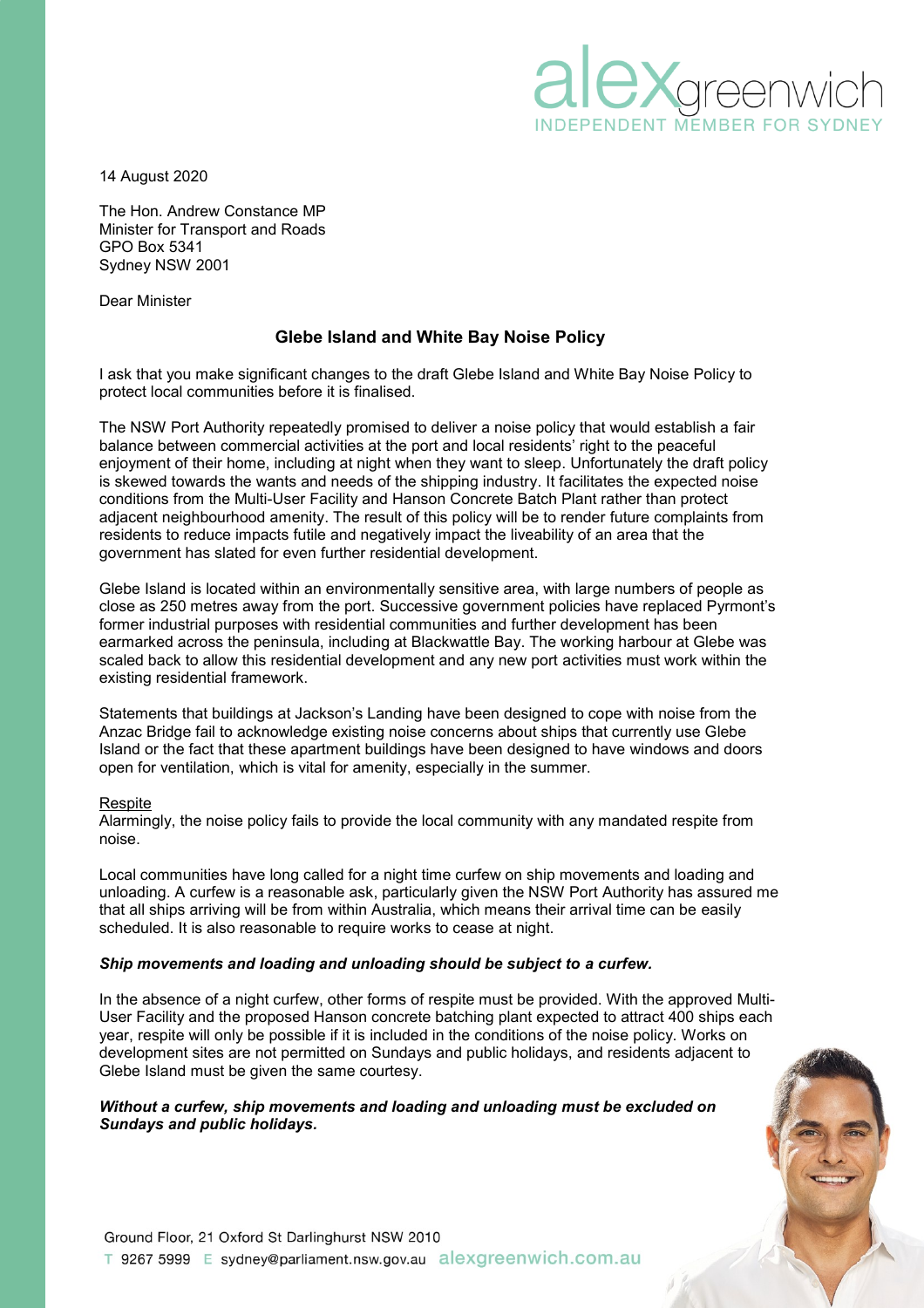alex greenwich
INDEPENDENT MEMBER FOR SYDNEY

14 August 2020

The Hon. Andrew Constance MP
Minister for Transport and Roads
GPO Box 5341
Sydney NSW 2001

Dear Minister

## Glebe Island and White Bay Noise Policy

I ask that you make significant changes to the draft Glebe Island and White Bay Noise Policy to protect local communities before it is finalised.

The NSW Port Authority repeatedly promised to deliver a noise policy that would establish a fair balance between commercial activities at the port and local residents' right to the peaceful enjoyment of their home, including at night when they want to sleep. Unfortunately the draft policy is skewed towards the wants and needs of the shipping industry. It facilitates the expected noise conditions from the Multi-User Facility and Hanson Concrete Batch Plant rather than protect adjacent neighbourhood amenity. The result of this policy will be to render future complaints from residents to reduce impacts futile and negatively impact the liveability of an area that the government has slated for even further residential development.

Glebe Island is located within an environmentally sensitive area, with large numbers of people as close as 250 metres away from the port. Successive government policies have replaced Pyrmont's former industrial purposes with residential communities and further development has been earmarked across the peninsula, including at Blackwattle Bay. The working harbour at Glebe was scaled back to allow this residential development and any new port activities must work within the existing residential framework.

Statements that buildings at Jackson's Landing have been designed to cope with noise from the Anzac Bridge fail to acknowledge existing noise concerns about ships that currently use Glebe Island or the fact that these apartment buildings have been designed to have windows and doors open for ventilation, which is vital for amenity, especially in the summer.

<u>Respite</u>

Alarmingly, the noise policy fails to provide the local community with any mandated respite from noise.

Local communities have long called for a night time curfew on ship movements and loading and unloading. A curfew is a reasonable ask, particularly given the NSW Port Authority has assured me that all ships arriving will be from within Australia, which means their arrival time can be easily scheduled. It is also reasonable to require works to cease at night.

***Ship movements and loading and unloading should be subject to a curfew.***

In the absence of a night curfew, other forms of respite must be provided. With the approved Multi-User Facility and the proposed Hanson concrete batching plant expected to attract 400 ships each year, respite will only be possible if it is included in the conditions of the noise policy. Works on development sites are not permitted on Sundays and public holidays, and residents adjacent to Glebe Island must be given the same courtesy.

***Without a curfew, ship movements and loading and unloading must be excluded on Sundays and public holidays.***

Ground Floor, 21 Oxford St Darlinghurst NSW 2010
T 9267 5999 E sydney@parliament.nsw.gov.au alexgreenwich.com.au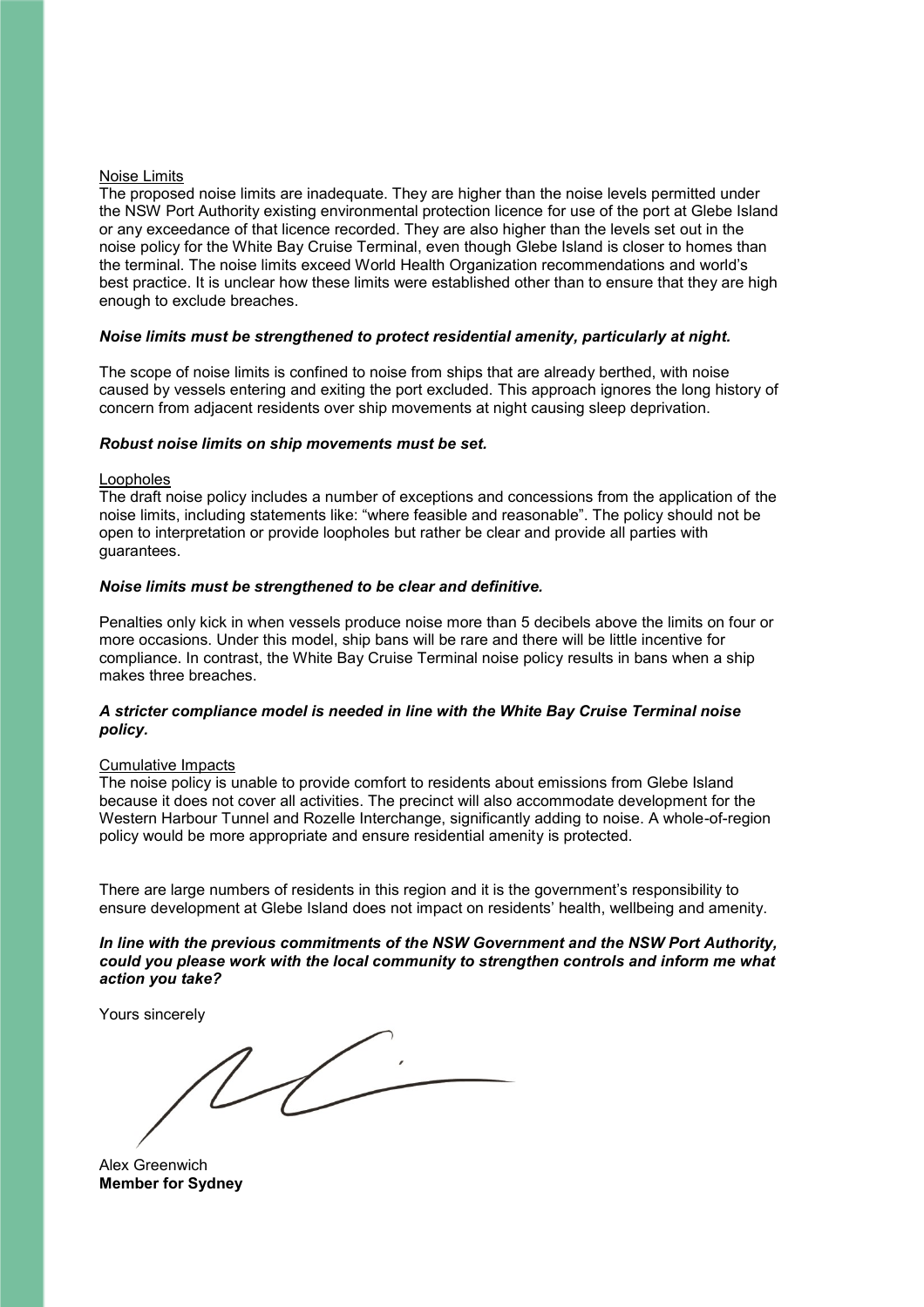Noise Limits

The proposed noise limits are inadequate. They are higher than the noise levels permitted under the NSW Port Authority existing environmental protection licence for use of the port at Glebe Island or any exceedance of that licence recorded. They are also higher than the levels set out in the noise policy for the White Bay Cruise Terminal, even though Glebe Island is closer to homes than the terminal. The noise limits exceed World Health Organization recommendations and world's best practice. It is unclear how these limits were established other than to ensure that they are high enough to exclude breaches.

***Noise limits must be strengthened to protect residential amenity, particularly at night.***

The scope of noise limits is confined to noise from ships that are already berthed, with noise caused by vessels entering and exiting the port excluded. This approach ignores the long history of concern from adjacent residents over ship movements at night causing sleep deprivation.

***Robust noise limits on ship movements must be set.***

Loopholes

The draft noise policy includes a number of exceptions and concessions from the application of the noise limits, including statements like: "where feasible and reasonable". The policy should not be open to interpretation or provide loopholes but rather be clear and provide all parties with guarantees.

***Noise limits must be strengthened to be clear and definitive.***

Penalties only kick in when vessels produce noise more than 5 decibels above the limits on four or more occasions. Under this model, ship bans will be rare and there will be little incentive for compliance. In contrast, the White Bay Cruise Terminal noise policy results in bans when a ship makes three breaches.

***A stricter compliance model is needed in line with the White Bay Cruise Terminal noise policy.***

Cumulative Impacts

The noise policy is unable to provide comfort to residents about emissions from Glebe Island because it does not cover all activities. The precinct will also accommodate development for the Western Harbour Tunnel and Rozelle Interchange, significantly adding to noise. A whole-of-region policy would be more appropriate and ensure residential amenity is protected.

There are large numbers of residents in this region and it is the government's responsibility to ensure development at Glebe Island does not impact on residents' health, wellbeing and amenity.

***In line with the previous commitments of the NSW Government and the NSW Port Authority, could you please work with the local community to strengthen controls and inform me what action you take?***

Yours sincerely

Alex Greenwich
**Member for Sydney**